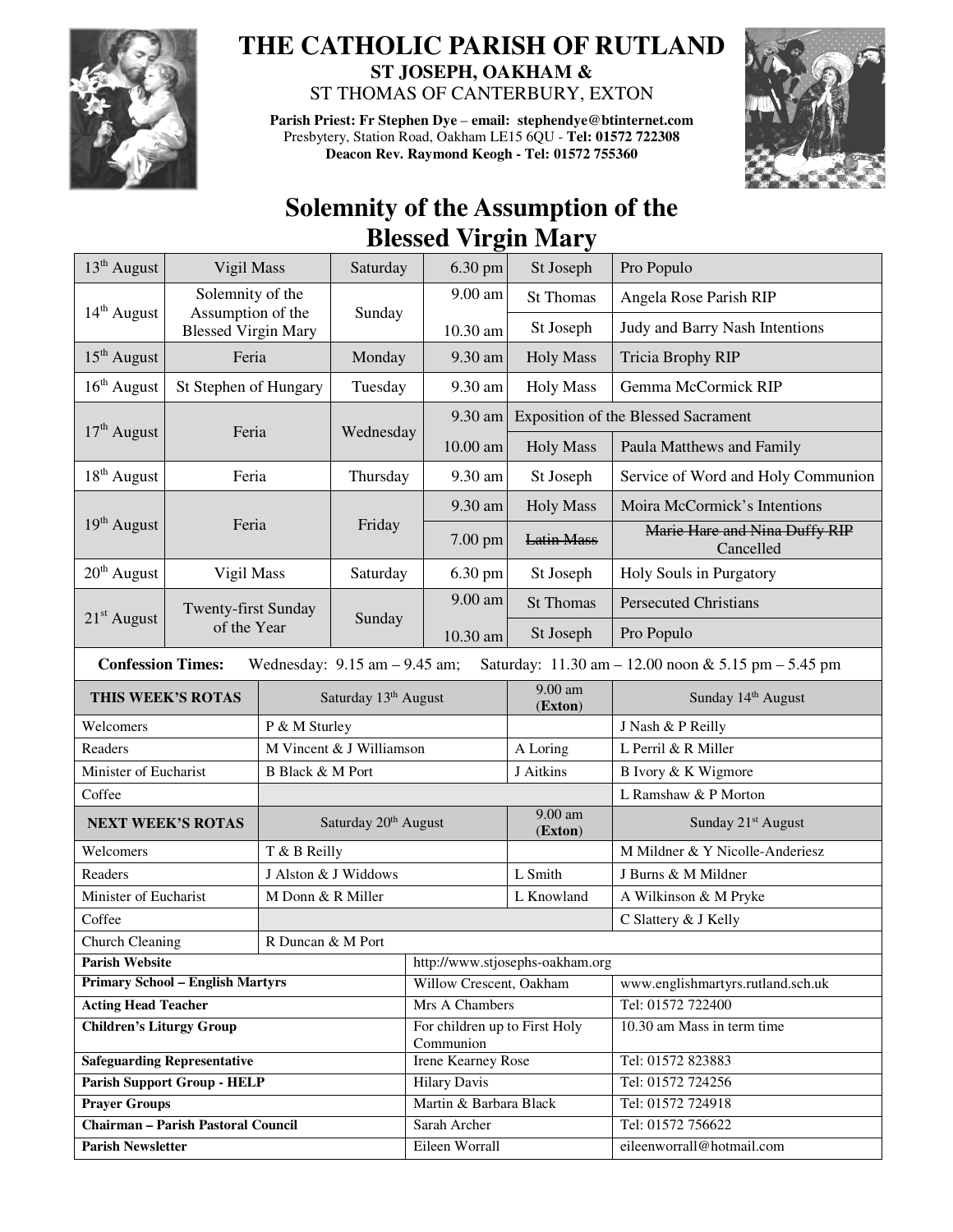# THE CATHOLIC PARISH OF RUTLAND

**ST JOSEPH, OAKHAM &**

ST THOMAS OF CANTERBURY, EXTON

**Parish Priest: Fr Stephen Dye** – **email: stephendye@btinternet.com**
Presbytery, Station Road, Oakham LE15 6QU - **Tel: 01572 722308**
**Deacon Rev. Raymond Keogh - Tel: 01572 755360**

## Solemnity of the Assumption of the Blessed Virgin Mary

| Date | Day/Feast | Weekday | Time | Location/Service | Intention |
|---|---|---|---|---|---|
| 13th August | Vigil Mass | Saturday | 6.30 pm | St Joseph | Pro Populo |
| 14th August | Solemnity of the Assumption of the Blessed Virgin Mary | Sunday | 9.00 am | St Thomas | Angela Rose Parish RIP |
| | | | 10.30 am | St Joseph | Judy and Barry Nash Intentions |
| 15th August | Feria | Monday | 9.30 am | Holy Mass | Tricia Brophy RIP |
| 16th August | St Stephen of Hungary | Tuesday | 9.30 am | Holy Mass | Gemma McCormick RIP |
| 17th August | Feria | Wednesday | 9.30 am | Exposition of the Blessed Sacrament | |
| | | | 10.00 am | Holy Mass | Paula Matthews and Family |
| 18th August | Feria | Thursday | 9.30 am | St Joseph | Service of Word and Holy Communion |
| 19th August | Feria | Friday | 9.30 am | Holy Mass | Moira McCormick's Intentions |
| | | | 7.00 pm | ~~Latin Mass~~ | ~~Marie Hare and Nina Duffy RIP~~ Cancelled |
| 20th August | Vigil Mass | Saturday | 6.30 pm | St Joseph | Holy Souls in Purgatory |
| 21st August | Twenty-first Sunday of the Year | Sunday | 9.00 am | St Thomas | Persecuted Christians |
| | | | 10.30 am | St Joseph | Pro Populo |

**Confession Times:** Wednesday: 9.15 am – 9.45 am; Saturday: 11.30 am – 12.00 noon & 5.15 pm – 5.45 pm

| THIS WEEK'S ROTAS | Saturday 13th August | 9.00 am (Exton) | Sunday 14th August |
|---|---|---|---|
| Welcomers | P & M Sturley | | J Nash & P Reilly |
| Readers | M Vincent & J Williamson | A Loring | L Perril & R Miller |
| Minister of Eucharist | B Black & M Port | J Aitkins | B Ivory & K Wigmore |
| Coffee | | | L Ramshaw & P Morton |
| **NEXT WEEK'S ROTAS** | **Saturday 20th August** | **9.00 am (Exton)** | **Sunday 21st August** |
| Welcomers | T & B Reilly | | M Mildner & Y Nicolle-Anderiesz |
| Readers | J Alston & J Widdows | L Smith | J Burns & M Mildner |
| Minister of Eucharist | M Donn & R Miller | L Knowland | A Wilkinson & M Pryke |
| Coffee | | | C Slattery & J Kelly |
| Church Cleaning | R Duncan & M Port | | |

| | | |
|---|---|---|
| **Parish Website** | http://www.stjosephs-oakham.org | |
| **Primary School – English Martyrs** | Willow Crescent, Oakham | www.englishmartyrs.rutland.sch.uk |
| **Acting Head Teacher** | Mrs A Chambers | Tel: 01572 722400 |
| **Children's Liturgy Group** | For children up to First Holy Communion | 10.30 am Mass in term time |
| **Safeguarding Representative** | Irene Kearney Rose | Tel: 01572 823883 |
| **Parish Support Group - HELP** | Hilary Davis | Tel: 01572 724256 |
| **Prayer Groups** | Martin & Barbara Black | Tel: 01572 724918 |
| **Chairman – Parish Pastoral Council** | Sarah Archer | Tel: 01572 756622 |
| **Parish Newsletter** | Eileen Worrall | eileenworrall@hotmail.com |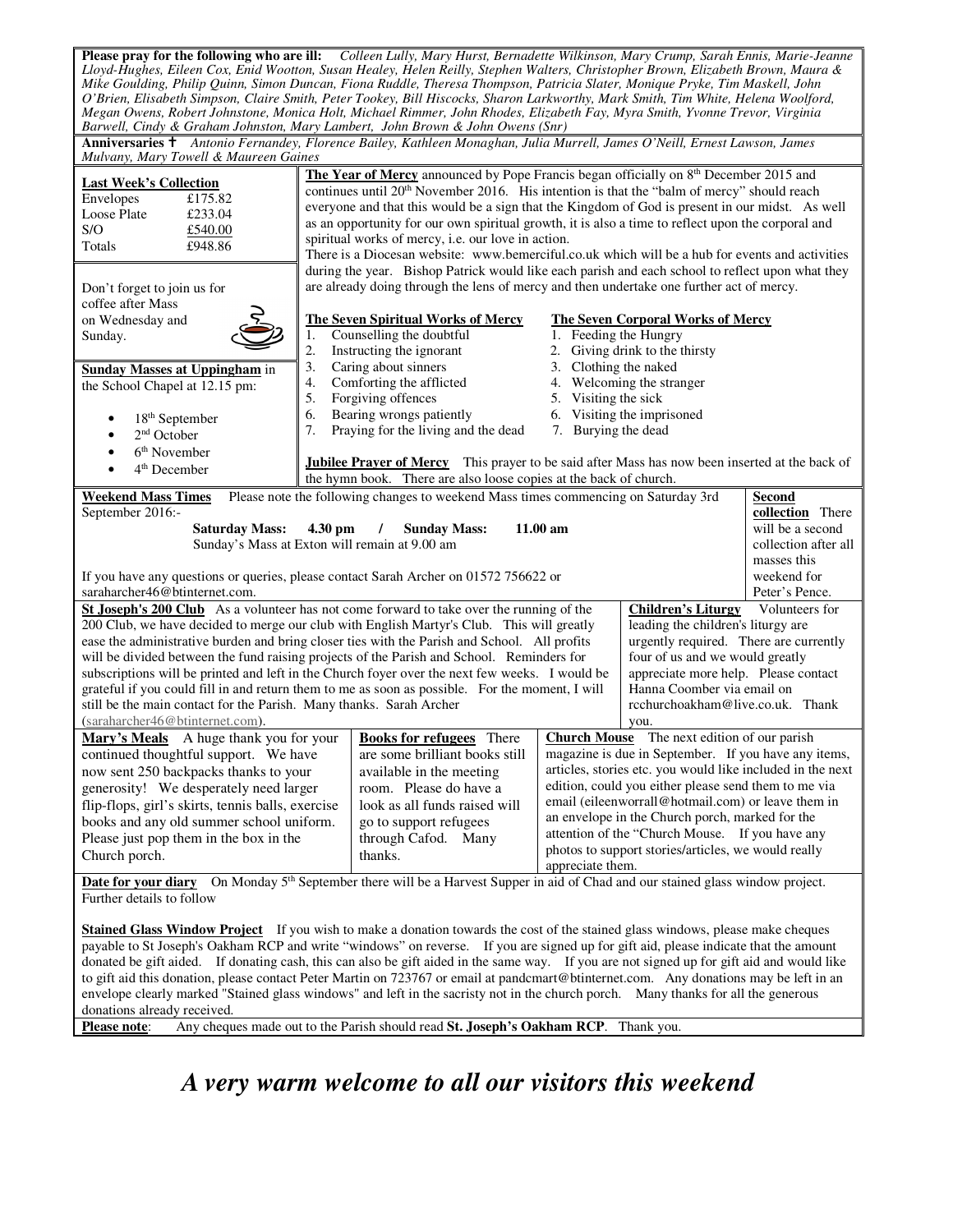**Please pray for the following who are ill:** *Colleen Lully, Mary Hurst, Bernadette Wilkinson, Mary Crump, Sarah Ennis, Marie-Jeanne Lloyd-Hughes, Eileen Cox, Enid Wootton, Susan Healey, Helen Reilly, Stephen Walters, Christopher Brown, Elizabeth Brown, Maura & Mike Goulding, Philip Quinn, Simon Duncan, Fiona Ruddle, Theresa Thompson, Patricia Slater, Monique Pryke, Tim Maskell, John O'Brien, Elisabeth Simpson, Claire Smith, Peter Tookey, Bill Hiscocks, Sharon Larkworthy, Mark Smith, Tim White, Helena Woolford, Megan Owens, Robert Johnstone, Monica Holt, Michael Rimmer, John Rhodes, Elizabeth Fay, Myra Smith, Yvonne Trevor, Virginia Barwell, Cindy & Graham Johnston, Mary Lambert, John Brown & John Owens (Snr)*

**Anniversaries ✝** *Antonio Fernandey, Florence Bailey, Kathleen Monaghan, Julia Murrell, James O'Neill, Ernest Lawson, James Mulvany, Mary Towell & Maureen Gaines*

**Last Week's Collection**

| | |
|---|---|
| Envelopes | £175.82 |
| Loose Plate | £233.04 |
| S/O | £540.00 |
| Totals | £948.86 |

Don't forget to join us for coffee after Mass on Wednesday and Sunday.

**Sunday Masses at Uppingham** in the School Chapel at 12.15 pm:

- 18th September
- 2nd October
- 6th November
- 4th December

**The Year of Mercy** announced by Pope Francis began officially on 8th December 2015 and continues until 20th November 2016. His intention is that the "balm of mercy" should reach everyone and that this would be a sign that the Kingdom of God is present in our midst. As well as an opportunity for our own spiritual growth, it is also a time to reflect upon the corporal and spiritual works of mercy, i.e. our love in action.
There is a Diocesan website: www.bemerciful.co.uk which will be a hub for events and activities during the year. Bishop Patrick would like each parish and each school to reflect upon what they are already doing through the lens of mercy and then undertake one further act of mercy.

**The Seven Spiritual Works of Mercy**

1. Counselling the doubtful
2. Instructing the ignorant
3. Caring about sinners
4. Comforting the afflicted
5. Forgiving offences
6. Bearing wrongs patiently
7. Praying for the living and the dead

**The Seven Corporal Works of Mercy**

1. Feeding the Hungry
2. Giving drink to the thirsty
3. Clothing the naked
4. Welcoming the stranger
5. Visiting the sick
6. Visiting the imprisoned
7. Burying the dead

**Jubilee Prayer of Mercy** This prayer to be said after Mass has now been inserted at the back of the hymn book. There are also loose copies at the back of church.

**Weekend Mass Times** Please note the following changes to weekend Mass times commencing on Saturday 3rd September 2016:-

**Saturday Mass: 4.30 pm / Sunday Mass: 11.00 am**
Sunday's Mass at Exton will remain at 9.00 am

If you have any questions or queries, please contact Sarah Archer on 01572 756622 or saraharcher46@btinternet.com.

**Second collection** There will be a second collection after all masses this weekend for Peter's Pence.

**St Joseph's 200 Club** As a volunteer has not come forward to take over the running of the 200 Club, we have decided to merge our club with English Martyr's Club. This will greatly ease the administrative burden and bring closer ties with the Parish and School. All profits will be divided between the fund raising projects of the Parish and School. Reminders for subscriptions will be printed and left in the Church foyer over the next few weeks. I would be grateful if you could fill in and return them to me as soon as possible. For the moment, I will still be the main contact for the Parish. Many thanks. Sarah Archer (saraharcher46@btinternet.com).

**Children's Liturgy** Volunteers for leading the children's liturgy are urgently required. There are currently four of us and we would greatly appreciate more help. Please contact Hanna Coomber via email on rcchurchoakham@live.co.uk. Thank you.

**Mary's Meals** A huge thank you for your continued thoughtful support. We have now sent 250 backpacks thanks to your generosity! We desperately need larger flip-flops, girl's skirts, tennis balls, exercise books and any old summer school uniform. Please just pop them in the box in the Church porch.

**Books for refugees** There are some brilliant books still available in the meeting room. Please do have a look as all funds raised will go to support refugees through Cafod. Many thanks.

**Church Mouse** The next edition of our parish magazine is due in September. If you have any items, articles, stories etc. you would like included in the next edition, could you either please send them to me via email (eileenworrall@hotmail.com) or leave them in an envelope in the Church porch, marked for the attention of the "Church Mouse. If you have any photos to support stories/articles, we would really appreciate them.

**Date for your diary** On Monday 5th September there will be a Harvest Supper in aid of Chad and our stained glass window project. Further details to follow

**Stained Glass Window Project** If you wish to make a donation towards the cost of the stained glass windows, please make cheques payable to St Joseph's Oakham RCP and write "windows" on reverse. If you are signed up for gift aid, please indicate that the amount donated be gift aided. If donating cash, this can also be gift aided in the same way. If you are not signed up for gift aid and would like to gift aid this donation, please contact Peter Martin on 723767 or email at pandcmart@btinternet.com. Any donations may be left in an envelope clearly marked "Stained glass windows" and left in the sacristy not in the church porch. Many thanks for all the generous donations already received.

**Please note**: Any cheques made out to the Parish should read **St. Joseph's Oakham RCP**. Thank you.

***A very warm welcome to all our visitors this weekend***